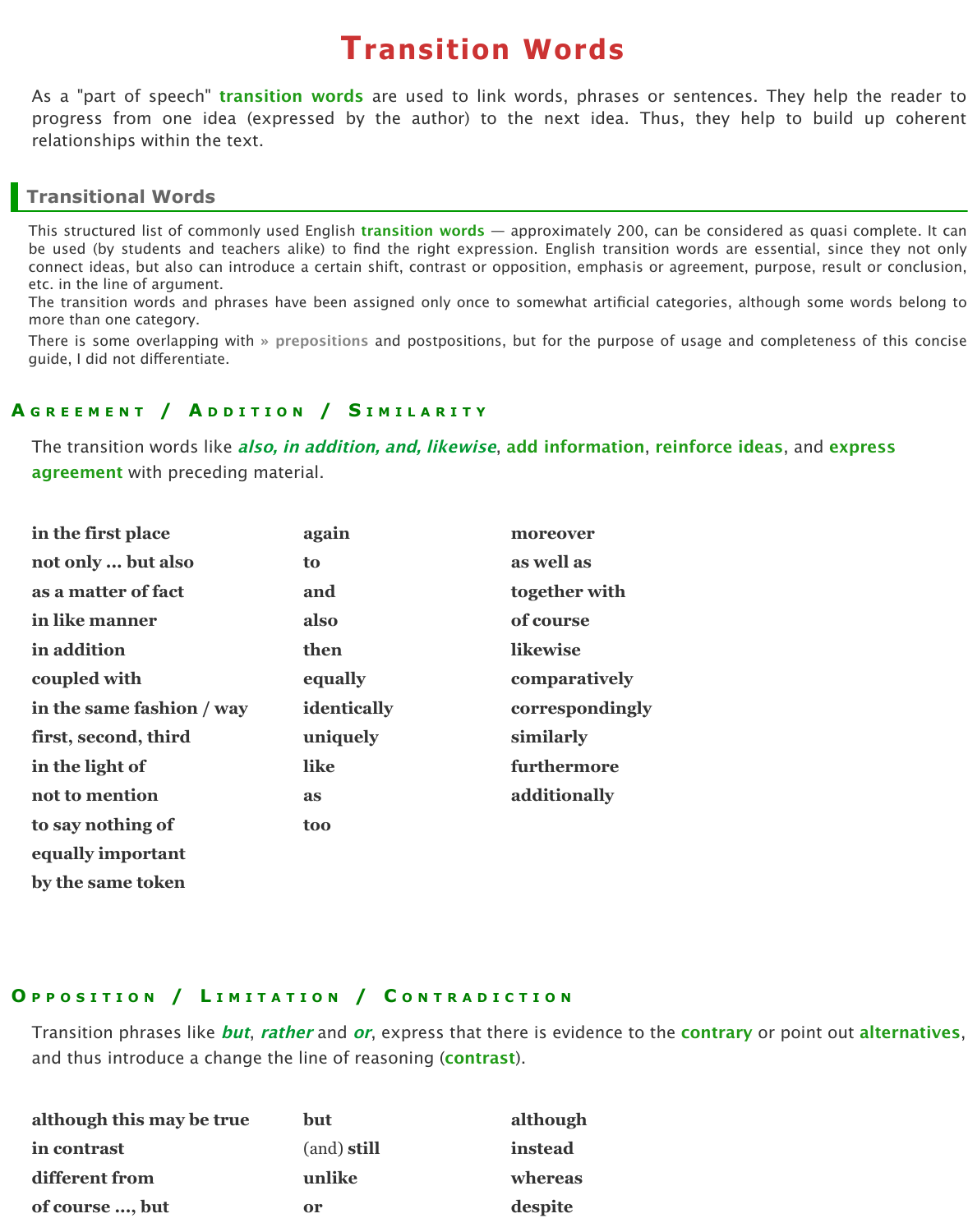# Transition Words

As a "part of speech" **transition words** are used to link words, phrases or sentences. They help the reader to progress from one idea (expressed by the author) to the next idea. Thus, they help to build up coherent relationships within the text.

## Transitional Words

This structured list of commonly used English **transition words** — approximately 200, can be considered as quasi complete. It can be used (by students and teachers alike) to find the right expression. English transition words are essential, since they not only connect ideas, but also can introduce a certain shift, contrast or opposition, emphasis or agreement, purpose, result or conclusion, etc. in the line of argument.
The transition words and phrases have been assigned only once to somewhat artificial categories, although some words belong to more than one category.
There is some overlapping with » prepositions and postpositions, but for the purpose of usage and completeness of this concise guide, I did not differentiate.

### Agreement / Addition / Similarity

The transition words like ***also, in addition, and, likewise***, **add information**, **reinforce ideas**, and **express agreement** with preceding material.

| | | |
|---|---|---|
| **in the first place** | **again** | **moreover** |
| **not only ... but also** | **to** | **as well as** |
| **as a matter of fact** | **and** | **together with** |
| **in like manner** | **also** | **of course** |
| **in addition** | **then** | **likewise** |
| **coupled with** | **equally** | **comparatively** |
| **in the same fashion / way** | **identically** | **correspondingly** |
| **first, second, third** | **uniquely** | **similarly** |
| **in the light of** | **like** | **furthermore** |
| **not to mention** | **as** | **additionally** |
| **to say nothing of** | **too** | |
| **equally important** | | |
| **by the same token** | | |

### Opposition / Limitation / Contradiction

Transition phrases like ***but***, ***rather*** and ***or***, express that there is evidence to the **contrary** or point out **alternatives**, and thus introduce a change the line of reasoning (**contrast**).

| | | |
|---|---|---|
| **although this may be true** | **but** | **although** |
| **in contrast** | (and) **still** | **instead** |
| **different from** | **unlike** | **whereas** |
| **of course ..., but** | **or** | **despite** |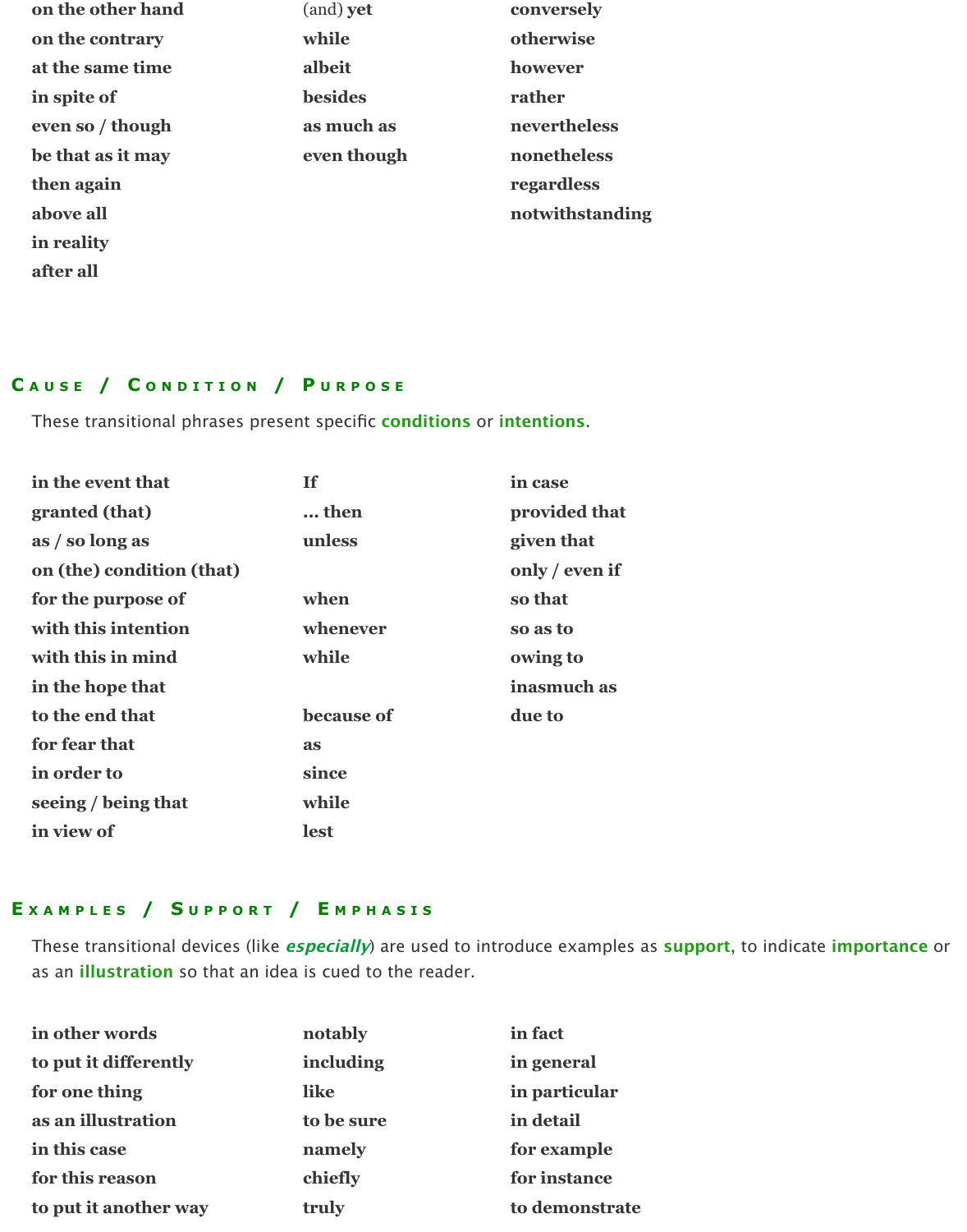**on the other hand**
**on the contrary**
**at the same time**
**in spite of**
**even so / though**
**be that as it may**
**then again**
**above all**
**in reality**
**after all**

(and) **yet**
**while**
**albeit**
**besides**
**as much as**
**even though**

**conversely**
**otherwise**
**however**
**rather**
**nevertheless**
**nonetheless**
**regardless**
**notwithstanding**

## Cause / Condition / Purpose

These transitional phrases present specific **conditions** or **intentions**.

**in the event that**
**granted (that)**
**as / so long as**
**on (the) condition (that)**
**for the purpose of**
**with this intention**
**with this in mind**
**in the hope that**
**to the end that**
**for fear that**
**in order to**
**seeing / being that**
**in view of**

**If**
**... then**
**unless**

**when**
**whenever**
**while**

**because of**
**as**
**since**
**while**
**lest**

**in case**
**provided that**
**given that**
**only / even if**
**so that**
**so as to**
**owing to**
**inasmuch as**
**due to**

## Examples / Support / Emphasis

These transitional devices (like ***especially***) are used to introduce examples as **support**, to indicate **importance** or as an **illustration** so that an idea is cued to the reader.

**in other words**
**to put it differently**
**for one thing**
**as an illustration**
**in this case**
**for this reason**
**to put it another way**

**notably**
**including**
**like**
**to be sure**
**namely**
**chiefly**
**truly**

**in fact**
**in general**
**in particular**
**in detail**
**for example**
**for instance**
**to demonstrate**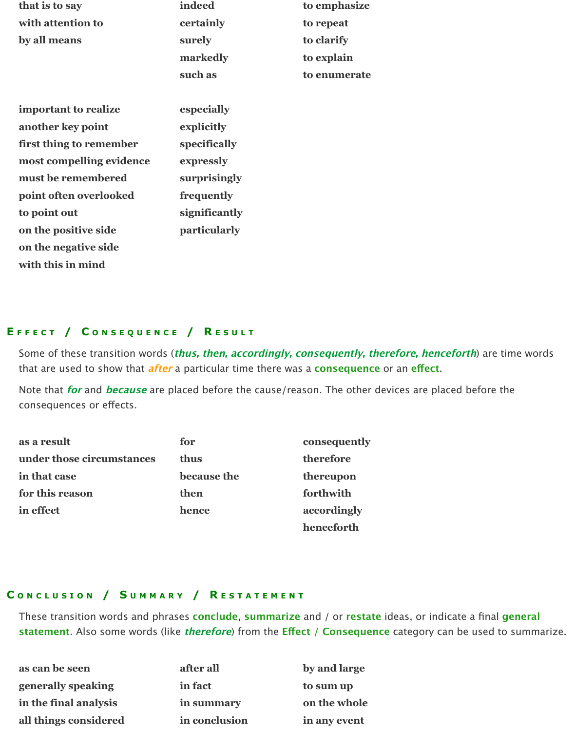| | | |
|---|---|---|
| **that is to say** | **indeed** | **to emphasize** |
| **with attention to** | **certainly** | **to repeat** |
| **by all means** | **surely** | **to clarify** |
| | **markedly** | **to explain** |
| | **such as** | **to enumerate** |

| | |
|---|---|
| **important to realize** | **especially** |
| **another key point** | **explicitly** |
| **first thing to remember** | **specifically** |
| **most compelling evidence** | **expressly** |
| **must be remembered** | **surprisingly** |
| **point often overlooked** | **frequently** |
| **to point out** | **significantly** |
| **on the positive side** | **particularly** |
| **on the negative side** | |
| **with this in mind** | |

## Effect / Consequence / Result

Some of these transition words (***thus, then, accordingly, consequently, therefore, henceforth***) are time words that are used to show that ***after*** a particular time there was a **consequence** or an **effect**.

Note that ***for*** and ***because*** are placed before the cause/reason. The other devices are placed before the consequences or effects.

| | | |
|---|---|---|
| **as a result** | **for** | **consequently** |
| **under those circumstances** | **thus** | **therefore** |
| **in that case** | **because the** | **thereupon** |
| **for this reason** | **then** | **forthwith** |
| **in effect** | **hence** | **accordingly** |
| | | **henceforth** |

## Conclusion / Summary / Restatement

These transition words and phrases **conclude**, **summarize** and / or **restate** ideas, or indicate a final **general statement**. Also some words (like ***therefore***) from the **Effect / Consequence** category can be used to summarize.

| | | |
|---|---|---|
| **as can be seen** | **after all** | **by and large** |
| **generally speaking** | **in fact** | **to sum up** |
| **in the final analysis** | **in summary** | **on the whole** |
| **all things considered** | **in conclusion** | **in any event** |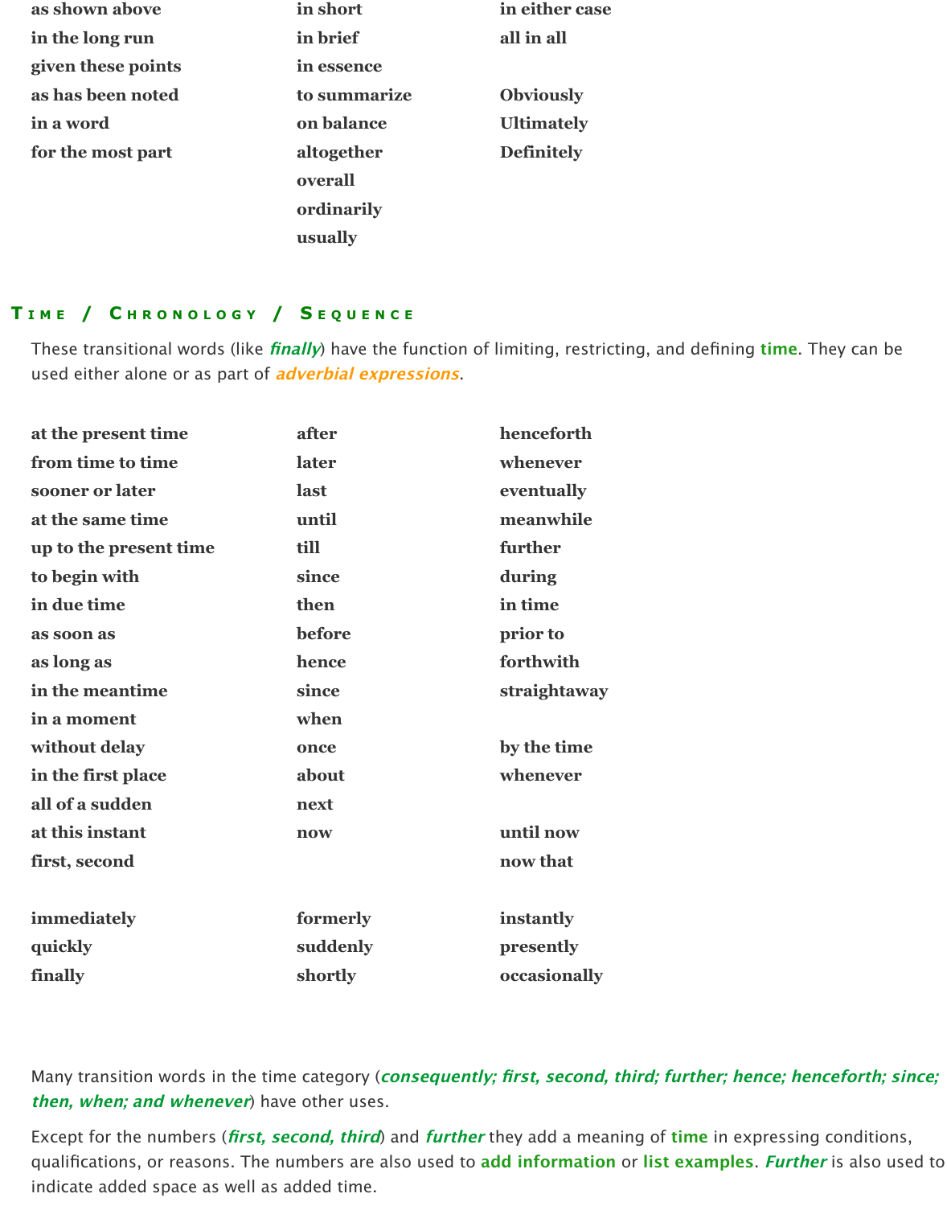| | | |
|---|---|---|
| **as shown above** | **in short** | **in either case** |
| **in the long run** | **in brief** | **all in all** |
| **given these points** | **in essence** | |
| **as has been noted** | **to summarize** | **Obviously** |
| **in a word** | **on balance** | **Ultimately** |
| **for the most part** | **altogether** | **Definitely** |
| | **overall** | |
| | **ordinarily** | |
| | **usually** | |

## Time / Chronology / Sequence

These transitional words (like ***finally***) have the function of limiting, restricting, and defining **time**. They can be used either alone or as part of ***adverbial expressions***.

| | | |
|---|---|---|
| **at the present time** | **after** | **henceforth** |
| **from time to time** | **later** | **whenever** |
| **sooner or later** | **last** | **eventually** |
| **at the same time** | **until** | **meanwhile** |
| **up to the present time** | **till** | **further** |
| **to begin with** | **since** | **during** |
| **in due time** | **then** | **in time** |
| **as soon as** | **before** | **prior to** |
| **as long as** | **hence** | **forthwith** |
| **in the meantime** | **since** | **straightaway** |
| **in a moment** | **when** | |
| **without delay** | **once** | **by the time** |
| **in the first place** | **about** | **whenever** |
| **all of a sudden** | **next** | |
| **at this instant** | **now** | **until now** |
| **first, second** | | **now that** |
| | | |
| **immediately** | **formerly** | **instantly** |
| **quickly** | **suddenly** | **presently** |
| **finally** | **shortly** | **occasionally** |

Many transition words in the time category (***consequently; first, second, third; further; hence; henceforth; since; then, when; and whenever***) have other uses.

Except for the numbers (***first, second, third***) and ***further*** they add a meaning of **time** in expressing conditions, qualifications, or reasons. The numbers are also used to **add information** or **list examples**. ***Further*** is also used to indicate added space as well as added time.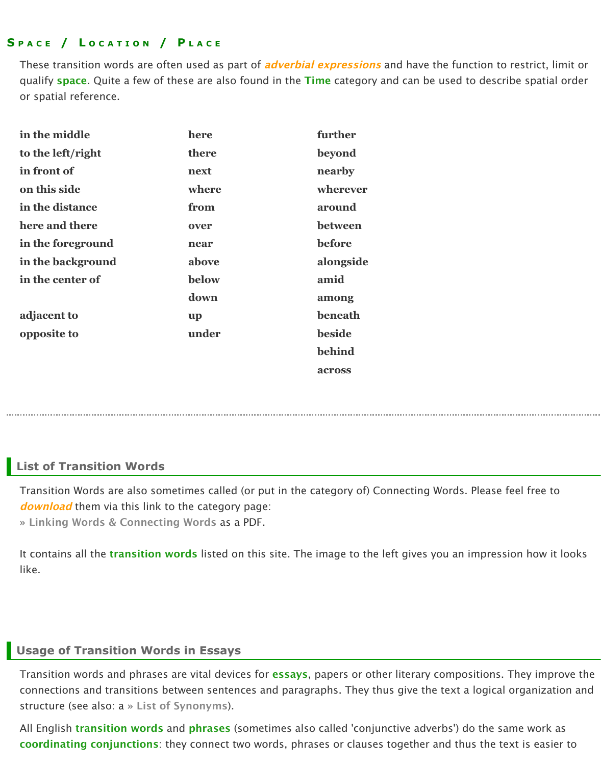## Space / Location / Place

These transition words are often used as part of *adverbial expressions* and have the function to restrict, limit or qualify **space**. Quite a few of these are also found in the **Time** category and can be used to describe spatial order or spatial reference.

| | | |
|---|---|---|
| **in the middle** | **here** | **further** |
| **to the left/right** | **there** | **beyond** |
| **in front of** | **next** | **nearby** |
| **on this side** | **where** | **wherever** |
| **in the distance** | **from** | **around** |
| **here and there** | **over** | **between** |
| **in the foreground** | **near** | **before** |
| **in the background** | **above** | **alongside** |
| **in the center of** | **below** | **amid** |
| | **down** | **among** |
| **adjacent to** | **up** | **beneath** |
| **opposite to** | **under** | **beside** |
| | | **behind** |
| | | **across** |

---

## List of Transition Words

Transition Words are also sometimes called (or put in the category of) Connecting Words. Please feel free to *download* them via this link to the category page:
» Linking Words & Connecting Words as a PDF.

It contains all the **transition words** listed on this site. The image to the left gives you an impression how it looks like.

## Usage of Transition Words in Essays

Transition words and phrases are vital devices for **essays**, papers or other literary compositions. They improve the connections and transitions between sentences and paragraphs. They thus give the text a logical organization and structure (see also: a » List of Synonyms).

All English **transition words** and **phrases** (sometimes also called 'conjunctive adverbs') do the same work as **coordinating conjunctions**: they connect two words, phrases or clauses together and thus the text is easier to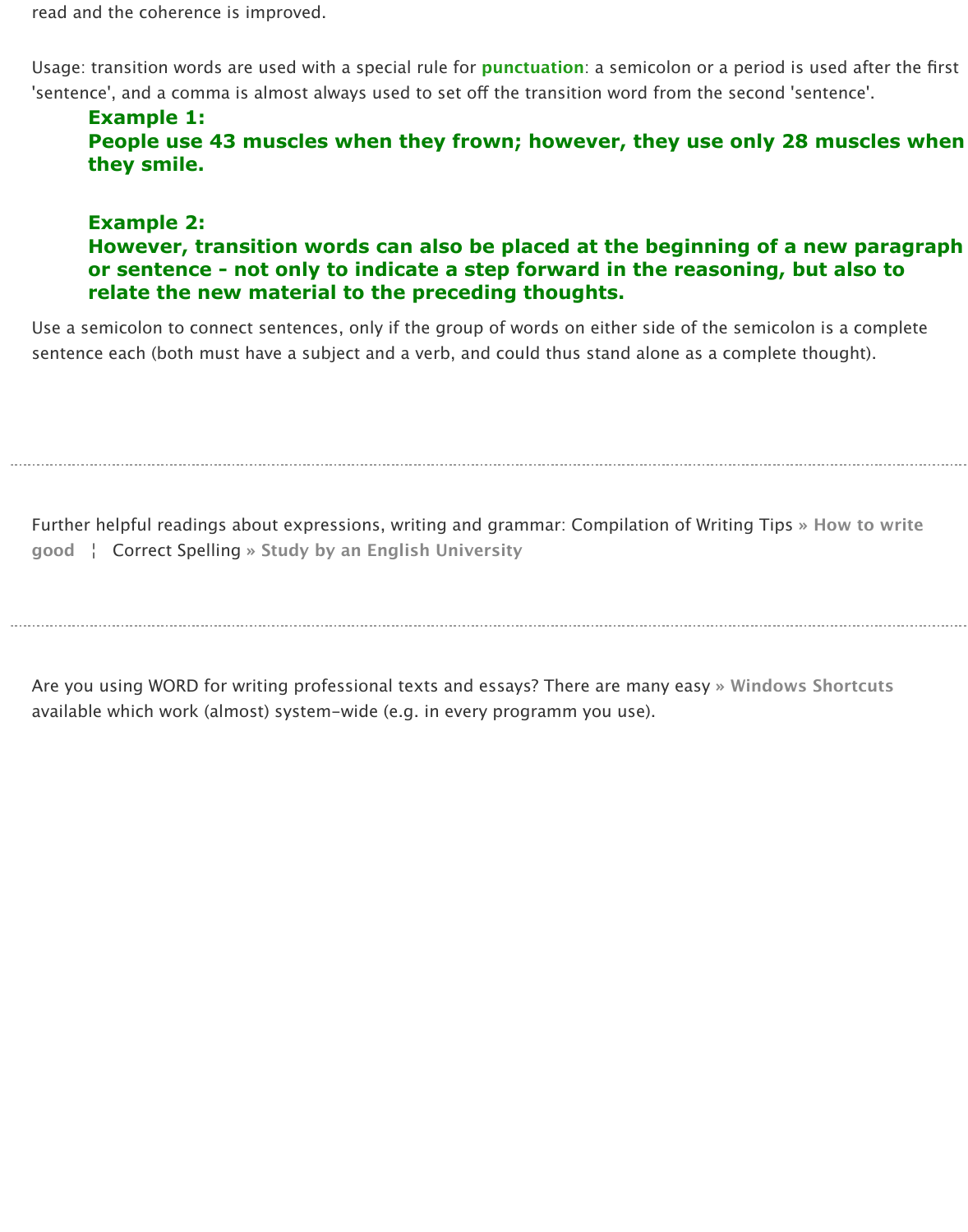read and the coherence is improved.

Usage: transition words are used with a special rule for **punctuation**: a semicolon or a period is used after the first 'sentence', and a comma is almost always used to set off the transition word from the second 'sentence'.

> **Example 1:**
> **People use 43 muscles when they frown; however, they use only 28 muscles when they smile.**
>
> **Example 2:**
> **However, transition words can also be placed at the beginning of a new paragraph or sentence - not only to indicate a step forward in the reasoning, but also to relate the new material to the preceding thoughts.**

Use a semicolon to connect sentences, only if the group of words on either side of the semicolon is a complete sentence each (both must have a subject and a verb, and could thus stand alone as a complete thought).

---

Further helpful readings about expressions, writing and grammar: Compilation of Writing Tips **» How to write good** ¦ Correct Spelling **» Study by an English University**

---

Are you using WORD for writing professional texts and essays? There are many easy **» Windows Shortcuts** available which work (almost) system-wide (e.g. in every programm you use).